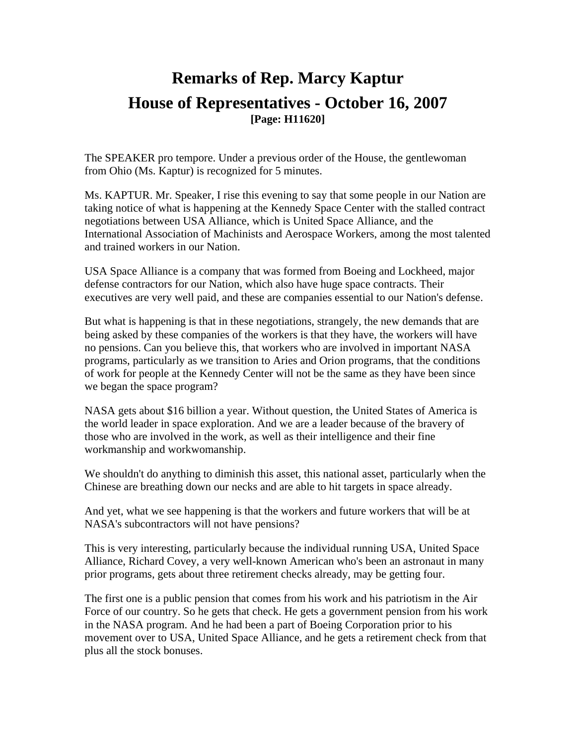# Remarks of Rep. Marcy Kaptur
# House of Representatives - October 16, 2007
**[Page: H11620]**

The SPEAKER pro tempore. Under a previous order of the House, the gentlewoman from Ohio (Ms. Kaptur) is recognized for 5 minutes.

Ms. KAPTUR. Mr. Speaker, I rise this evening to say that some people in our Nation are taking notice of what is happening at the Kennedy Space Center with the stalled contract negotiations between USA Alliance, which is United Space Alliance, and the International Association of Machinists and Aerospace Workers, among the most talented and trained workers in our Nation.

USA Space Alliance is a company that was formed from Boeing and Lockheed, major defense contractors for our Nation, which also have huge space contracts. Their executives are very well paid, and these are companies essential to our Nation's defense.

But what is happening is that in these negotiations, strangely, the new demands that are being asked by these companies of the workers is that they have, the workers will have no pensions. Can you believe this, that workers who are involved in important NASA programs, particularly as we transition to Aries and Orion programs, that the conditions of work for people at the Kennedy Center will not be the same as they have been since we began the space program?

NASA gets about $16 billion a year. Without question, the United States of America is the world leader in space exploration. And we are a leader because of the bravery of those who are involved in the work, as well as their intelligence and their fine workmanship and workwomanship.

We shouldn't do anything to diminish this asset, this national asset, particularly when the Chinese are breathing down our necks and are able to hit targets in space already.

And yet, what we see happening is that the workers and future workers that will be at NASA's subcontractors will not have pensions?

This is very interesting, particularly because the individual running USA, United Space Alliance, Richard Covey, a very well-known American who's been an astronaut in many prior programs, gets about three retirement checks already, may be getting four.

The first one is a public pension that comes from his work and his patriotism in the Air Force of our country. So he gets that check. He gets a government pension from his work in the NASA program. And he had been a part of Boeing Corporation prior to his movement over to USA, United Space Alliance, and he gets a retirement check from that plus all the stock bonuses.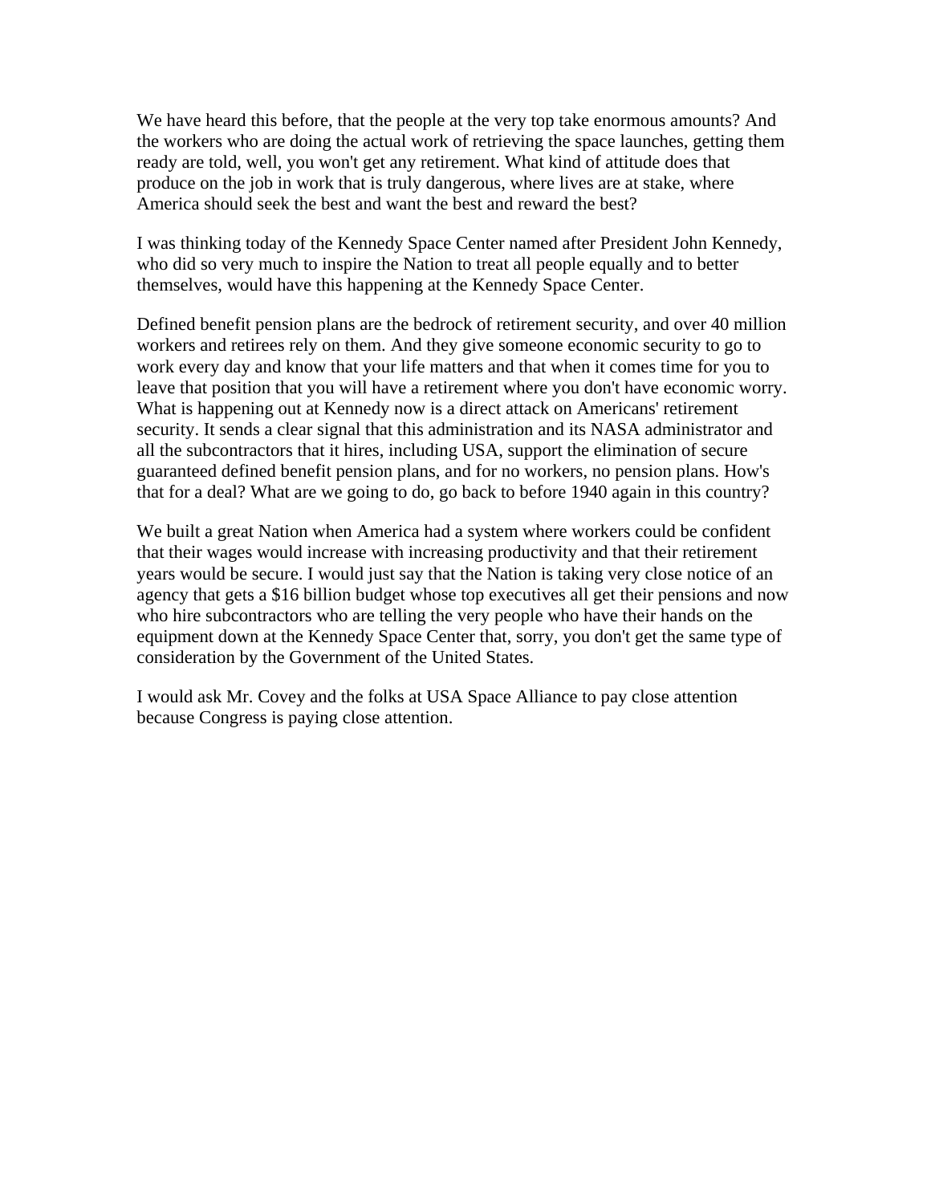We have heard this before, that the people at the very top take enormous amounts? And the workers who are doing the actual work of retrieving the space launches, getting them ready are told, well, you won't get any retirement. What kind of attitude does that produce on the job in work that is truly dangerous, where lives are at stake, where America should seek the best and want the best and reward the best?

I was thinking today of the Kennedy Space Center named after President John Kennedy, who did so very much to inspire the Nation to treat all people equally and to better themselves, would have this happening at the Kennedy Space Center.

Defined benefit pension plans are the bedrock of retirement security, and over 40 million workers and retirees rely on them. And they give someone economic security to go to work every day and know that your life matters and that when it comes time for you to leave that position that you will have a retirement where you don't have economic worry. What is happening out at Kennedy now is a direct attack on Americans' retirement security. It sends a clear signal that this administration and its NASA administrator and all the subcontractors that it hires, including USA, support the elimination of secure guaranteed defined benefit pension plans, and for no workers, no pension plans. How's that for a deal? What are we going to do, go back to before 1940 again in this country?

We built a great Nation when America had a system where workers could be confident that their wages would increase with increasing productivity and that their retirement years would be secure. I would just say that the Nation is taking very close notice of an agency that gets a $16 billion budget whose top executives all get their pensions and now who hire subcontractors who are telling the very people who have their hands on the equipment down at the Kennedy Space Center that, sorry, you don't get the same type of consideration by the Government of the United States.

I would ask Mr. Covey and the folks at USA Space Alliance to pay close attention because Congress is paying close attention.